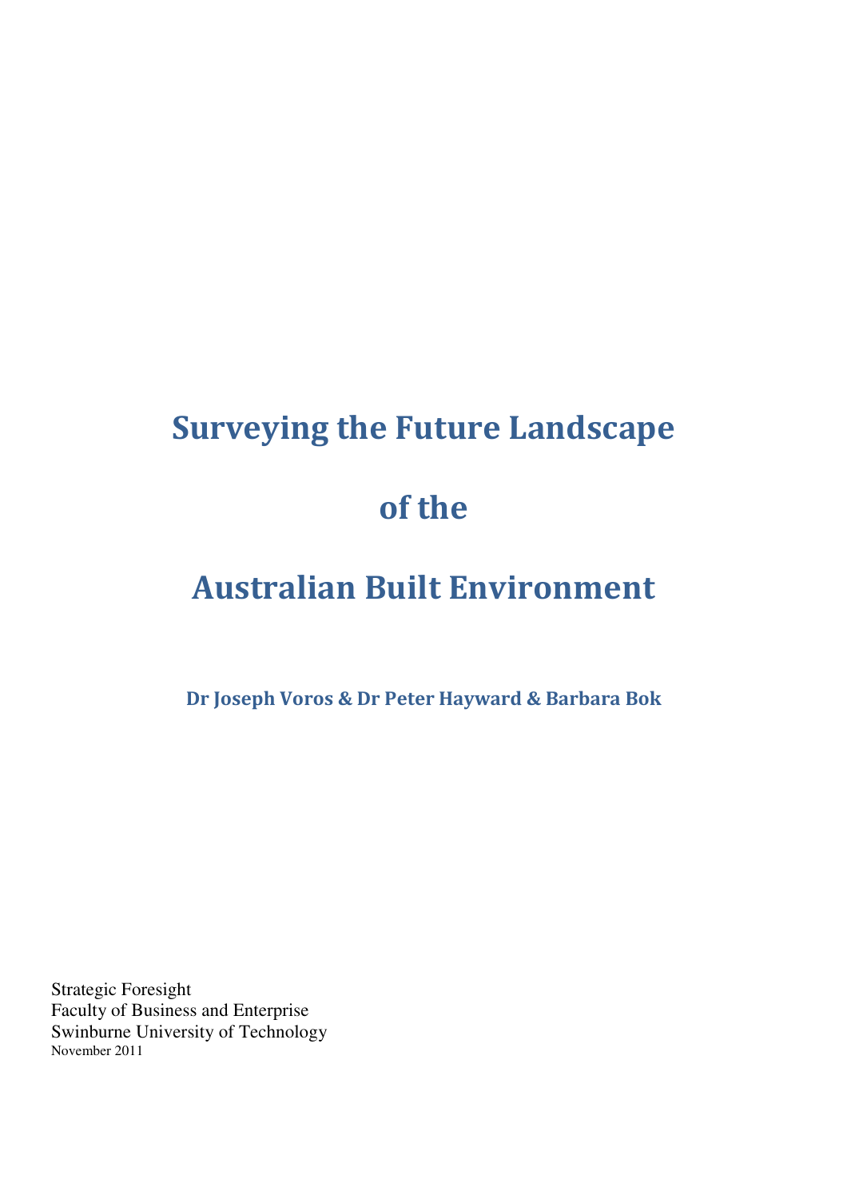# Surveying the Future Landscape of the Australian Built Environment

**Dr Joseph Voros & Dr Peter Hayward & Barbara Bok**

Strategic Foresight
Faculty of Business and Enterprise
Swinburne University of Technology
November 2011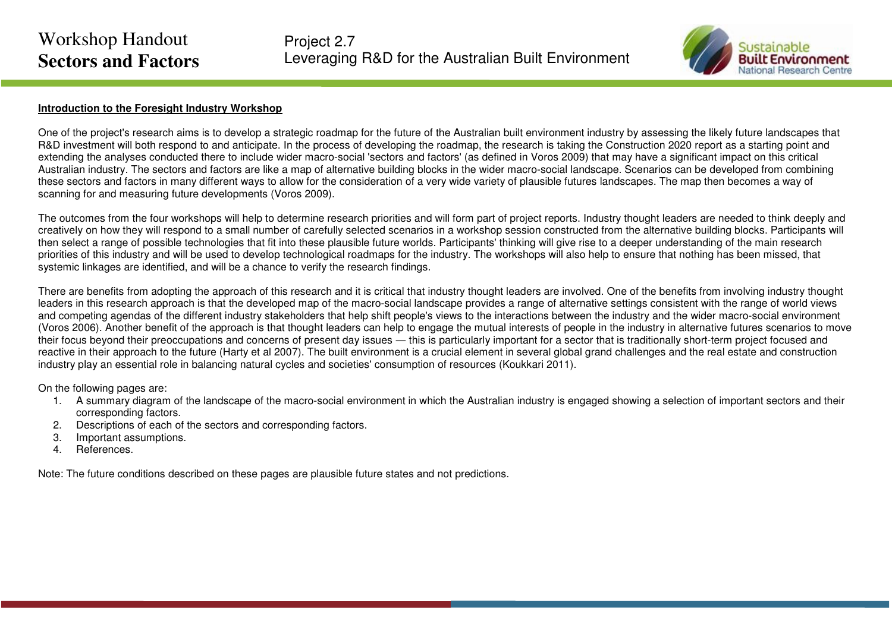## Introduction to the Foresight Industry Workshop

One of the project's research aims is to develop a strategic roadmap for the future of the Australian built environment industry by assessing the likely future landscapes that R&D investment will both respond to and anticipate. In the process of developing the roadmap, the research is taking the Construction 2020 report as a starting point and extending the analyses conducted there to include wider macro-social 'sectors and factors' (as defined in Voros 2009) that may have a significant impact on this critical Australian industry. The sectors and factors are like a map of alternative building blocks in the wider macro-social landscape. Scenarios can be developed from combining these sectors and factors in many different ways to allow for the consideration of a very wide variety of plausible futures landscapes. The map then becomes a way of scanning for and measuring future developments (Voros 2009).

The outcomes from the four workshops will help to determine research priorities and will form part of project reports. Industry thought leaders are needed to think deeply and creatively on how they will respond to a small number of carefully selected scenarios in a workshop session constructed from the alternative building blocks. Participants will then select a range of possible technologies that fit into these plausible future worlds. Participants' thinking will give rise to a deeper understanding of the main research priorities of this industry and will be used to develop technological roadmaps for the industry. The workshops will also help to ensure that nothing has been missed, that systemic linkages are identified, and will be a chance to verify the research findings.

There are benefits from adopting the approach of this research and it is critical that industry thought leaders are involved. One of the benefits from involving industry thought leaders in this research approach is that the developed map of the macro-social landscape provides a range of alternative settings consistent with the range of world views and competing agendas of the different industry stakeholders that help shift people's views to the interactions between the industry and the wider macro-social environment (Voros 2006). Another benefit of the approach is that thought leaders can help to engage the mutual interests of people in the industry in alternative futures scenarios to move their focus beyond their preoccupations and concerns of present day issues — this is particularly important for a sector that is traditionally short-term project focused and reactive in their approach to the future (Harty et al 2007). The built environment is a crucial element in several global grand challenges and the real estate and construction industry play an essential role in balancing natural cycles and societies' consumption of resources (Koukkari 2011).

On the following pages are:

1. A summary diagram of the landscape of the macro-social environment in which the Australian industry is engaged showing a selection of important sectors and their corresponding factors.
2. Descriptions of each of the sectors and corresponding factors.
3. Important assumptions.
4. References.

Note: The future conditions described on these pages are plausible future states and not predictions.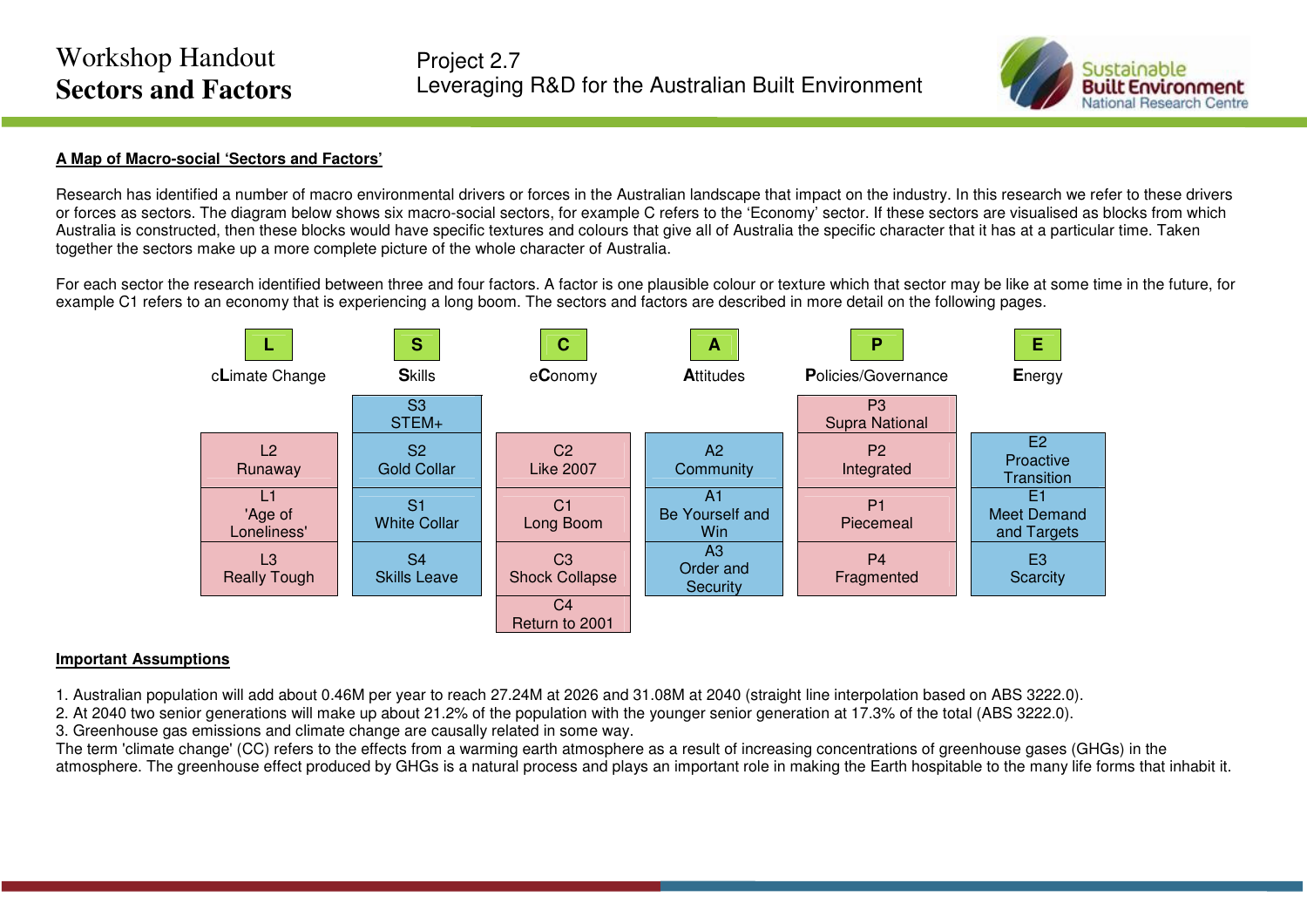### A Map of Macro-social 'Sectors and Factors'

Research has identified a number of macro environmental drivers or forces in the Australian landscape that impact on the industry. In this research we refer to these drivers or forces as sectors. The diagram below shows six macro-social sectors, for example C refers to the 'Economy' sector. If these sectors are visualised as blocks from which Australia is constructed, then these blocks would have specific textures and colours that give all of Australia the specific character that it has at a particular time. Taken together the sectors make up a more complete picture of the whole character of Australia.

For each sector the research identified between three and four factors. A factor is one plausible colour or texture which that sector may be like at some time in the future, for example C1 refers to an economy that is experiencing a long boom. The sectors and factors are described in more detail on the following pages.

| L | S | C | A | P | E |
|---|---|---|---|---|---|
| cLimate Change | Skills | eConomy | Attitudes | Policies/Governance | Energy |
| | S3 STEM+ | | | P3 Supra National | |
| L2 Runaway | S2 Gold Collar | C2 Like 2007 | A2 Community | P2 Integrated | E2 Proactive Transition |
| L1 'Age of Loneliness' | S1 White Collar | C1 Long Boom | A1 Be Yourself and Win | P1 Piecemeal | E1 Meet Demand and Targets |
| L3 Really Tough | S4 Skills Leave | C3 Shock Collapse | A3 Order and Security | P4 Fragmented | E3 Scarcity |
| | | C4 Return to 2001 | | | |

### Important Assumptions

1. Australian population will add about 0.46M per year to reach 27.24M at 2026 and 31.08M at 2040 (straight line interpolation based on ABS 3222.0).
2. At 2040 two senior generations will make up about 21.2% of the population with the younger senior generation at 17.3% of the total (ABS 3222.0).
3. Greenhouse gas emissions and climate change are causally related in some way.

The term 'climate change' (CC) refers to the effects from a warming earth atmosphere as a result of increasing concentrations of greenhouse gases (GHGs) in the atmosphere. The greenhouse effect produced by GHGs is a natural process and plays an important role in making the Earth hospitable to the many life forms that inhabit it.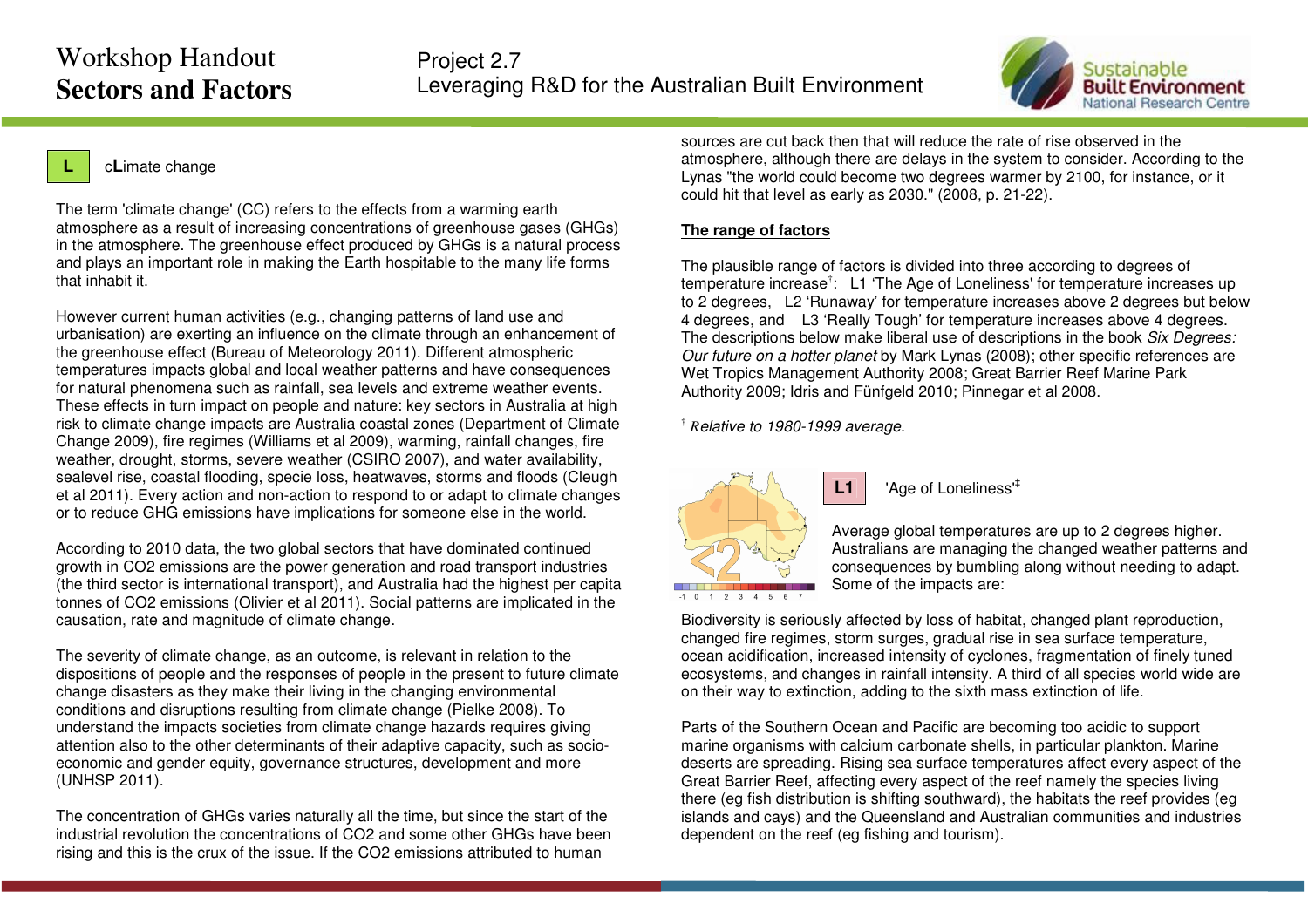**L** cLimate change

The term 'climate change' (CC) refers to the effects from a warming earth atmosphere as a result of increasing concentrations of greenhouse gases (GHGs) in the atmosphere. The greenhouse effect produced by GHGs is a natural process and plays an important role in making the Earth hospitable to the many life forms that inhabit it.

However current human activities (e.g., changing patterns of land use and urbanisation) are exerting an influence on the climate through an enhancement of the greenhouse effect (Bureau of Meteorology 2011). Different atmospheric temperatures impacts global and local weather patterns and have consequences for natural phenomena such as rainfall, sea levels and extreme weather events. These effects in turn impact on people and nature: key sectors in Australia at high risk to climate change impacts are Australia coastal zones (Department of Climate Change 2009), fire regimes (Williams et al 2009), warming, rainfall changes, fire weather, drought, storms, severe weather (CSIRO 2007), and water availability, sealevel rise, coastal flooding, specie loss, heatwaves, storms and floods (Cleugh et al 2011). Every action and non-action to respond to or adapt to climate changes or to reduce GHG emissions have implications for someone else in the world.

According to 2010 data, the two global sectors that have dominated continued growth in $CO_2$ emissions are the power generation and road transport industries (the third sector is international transport), and Australia had the highest per capita tonnes of $CO_2$ emissions (Olivier et al 2011). Social patterns are implicated in the causation, rate and magnitude of climate change.

The severity of climate change, as an outcome, is relevant in relation to the dispositions of people and the responses of people in the present to future climate change disasters as they make their living in the changing environmental conditions and disruptions resulting from climate change (Pielke 2008). To understand the impacts societies from climate change hazards requires giving attention also to the other determinants of their adaptive capacity, such as socio-economic and gender equity, governance structures, development and more (UNHSP 2011).

The concentration of GHGs varies naturally all the time, but since the start of the industrial revolution the concentrations of $CO_2$ and some other GHGs have been rising and this is the crux of the issue. If the $CO_2$ emissions attributed to human sources are cut back then that will reduce the rate of rise observed in the atmosphere, although there are delays in the system to consider. According to the Lynas "the world could become two degrees warmer by 2100, for instance, or it could hit that level as early as 2030." (2008, p. 21-22).

**The range of factors**

The plausible range of factors is divided into three according to degrees of temperature increase[†]: L1 'The Age of Loneliness' for temperature increases up to 2 degrees, L2 'Runaway' for temperature increases above 2 degrees but below 4 degrees, and L3 'Really Tough' for temperature increases above 4 degrees. The descriptions below make liberal use of descriptions in the book *Six Degrees: Our future on a hotter planet* by Mark Lynas (2008); other specific references are Wet Tropics Management Authority 2008; Great Barrier Reef Marine Park Authority 2009; Idris and Fünfgeld 2010; Pinnegar et al 2008.

[†] *Relative to 1980-1999 average.*

**L1** 'Age of Loneliness'[‡]

Average global temperatures are up to 2 degrees higher. Australians are managing the changed weather patterns and consequences by bumbling along without needing to adapt. Some of the impacts are:

Biodiversity is seriously affected by loss of habitat, changed plant reproduction, changed fire regimes, storm surges, gradual rise in sea surface temperature, ocean acidification, increased intensity of cyclones, fragmentation of finely tuned ecosystems, and changes in rainfall intensity. A third of all species world wide are on their way to extinction, adding to the sixth mass extinction of life.

Parts of the Southern Ocean and Pacific are becoming too acidic to support marine organisms with calcium carbonate shells, in particular plankton. Marine deserts are spreading. Rising sea surface temperatures affect every aspect of the Great Barrier Reef, affecting every aspect of the reef namely the species living there (eg fish distribution is shifting southward), the habitats the reef provides (eg islands and cays) and the Queensland and Australian communities and industries dependent on the reef (eg fishing and tourism).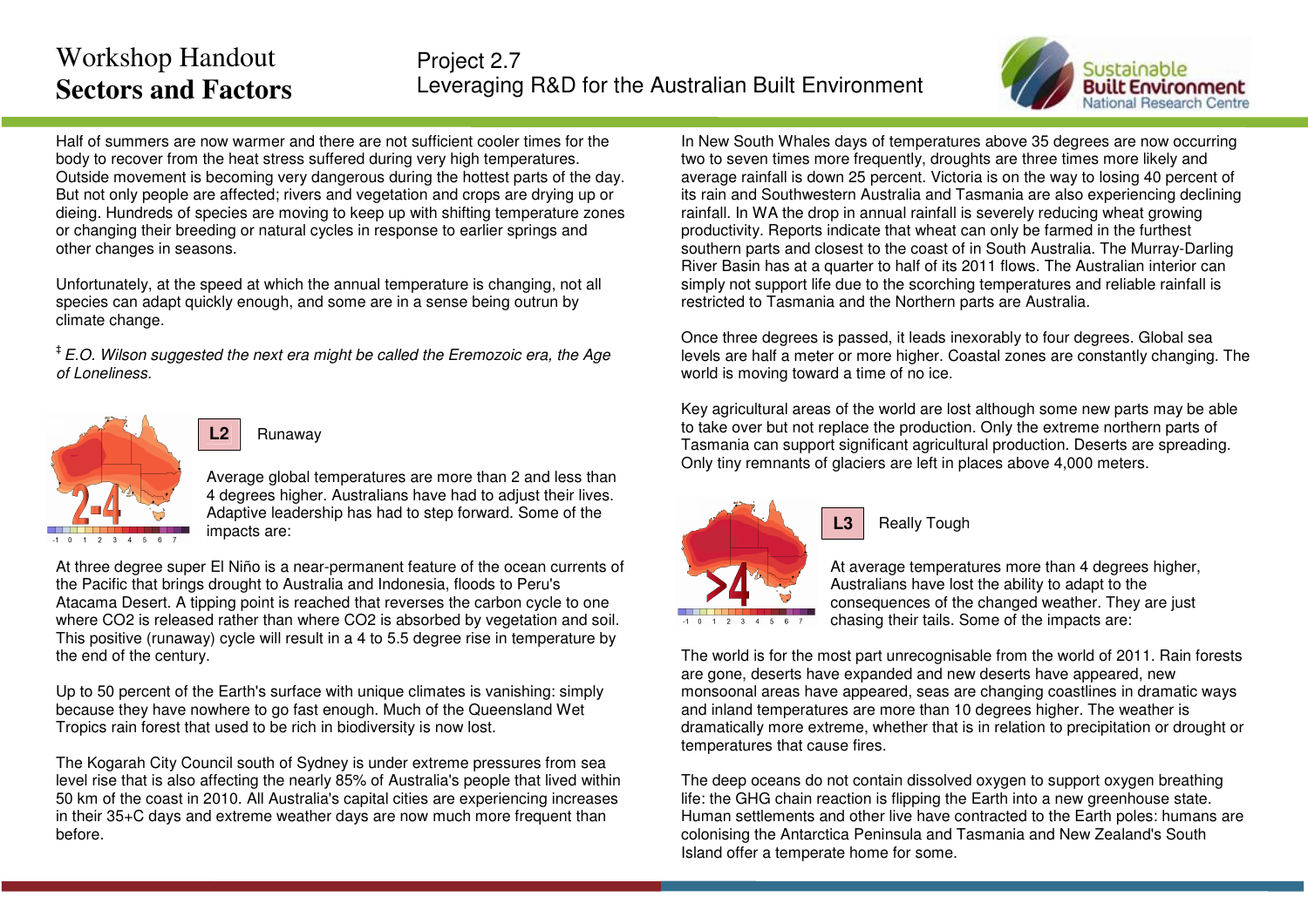Half of summers are now warmer and there are not sufficient cooler times for the body to recover from the heat stress suffered during very high temperatures. Outside movement is becoming very dangerous during the hottest parts of the day. But not only people are affected; rivers and vegetation and crops are drying up or dieing. Hundreds of species are moving to keep up with shifting temperature zones or changing their breeding or natural cycles in response to earlier springs and other changes in seasons.

Unfortunately, at the speed at which the annual temperature is changing, not all species can adapt quickly enough, and some are in a sense being outrun by climate change.

‡ *E.O. Wilson suggested the next era might be called the Eremozoic era, the Age of Loneliness.*

## L2 Runaway

Average global temperatures are more than 2 and less than 4 degrees higher. Australians have had to adjust their lives. Adaptive leadership has had to step forward. Some of the impacts are:

At three degree super El Niño is a near-permanent feature of the ocean currents of the Pacific that brings drought to Australia and Indonesia, floods to Peru's Atacama Desert. A tipping point is reached that reverses the carbon cycle to one where CO2 is released rather than where CO2 is absorbed by vegetation and soil. This positive (runaway) cycle will result in a 4 to 5.5 degree rise in temperature by the end of the century.

Up to 50 percent of the Earth's surface with unique climates is vanishing: simply because they have nowhere to go fast enough. Much of the Queensland Wet Tropics rain forest that used to be rich in biodiversity is now lost.

The Kogarah City Council south of Sydney is under extreme pressures from sea level rise that is also affecting the nearly 85% of Australia's people that lived within 50 km of the coast in 2010. All Australia's capital cities are experiencing increases in their 35+C days and extreme weather days are now much more frequent than before.

In New South Wales days of temperatures above 35 degrees are now occurring two to seven times more frequently, droughts are three times more likely and average rainfall is down 25 percent. Victoria is on the way to losing 40 percent of its rain and Southwestern Australia and Tasmania are also experiencing declining rainfall. In WA the drop in annual rainfall is severely reducing wheat growing productivity. Reports indicate that wheat can only be farmed in the furthest southern parts and closest to the coast of in South Australia. The Murray-Darling River Basin has at a quarter to half of its 2011 flows. The Australian interior can simply not support life due to the scorching temperatures and reliable rainfall is restricted to Tasmania and the Northern parts are Australia.

Once three degrees is passed, it leads inexorably to four degrees. Global sea levels are half a meter or more higher. Coastal zones are constantly changing. The world is moving toward a time of no ice.

Key agricultural areas of the world are lost although some new parts may be able to take over but not replace the production. Only the extreme northern parts of Tasmania can support significant agricultural production. Deserts are spreading. Only tiny remnants of glaciers are left in places above 4,000 meters.

## L3 Really Tough

At average temperatures more than 4 degrees higher, Australians have lost the ability to adapt to the consequences of the changed weather. They are just chasing their tails. Some of the impacts are:

The world is for the most part unrecognisable from the world of 2011. Rain forests are gone, deserts have expanded and new deserts have appeared, new monsoonal areas have appeared, seas are changing coastlines in dramatic ways and inland temperatures are more than 10 degrees higher. The weather is dramatically more extreme, whether that is in relation to precipitation or drought or temperatures that cause fires.

The deep oceans do not contain dissolved oxygen to support oxygen breathing life: the GHG chain reaction is flipping the Earth into a new greenhouse state. Human settlements and other live have contracted to the Earth poles: humans are colonising the Antarctica Peninsula and Tasmania and New Zealand's South Island offer a temperate home for some.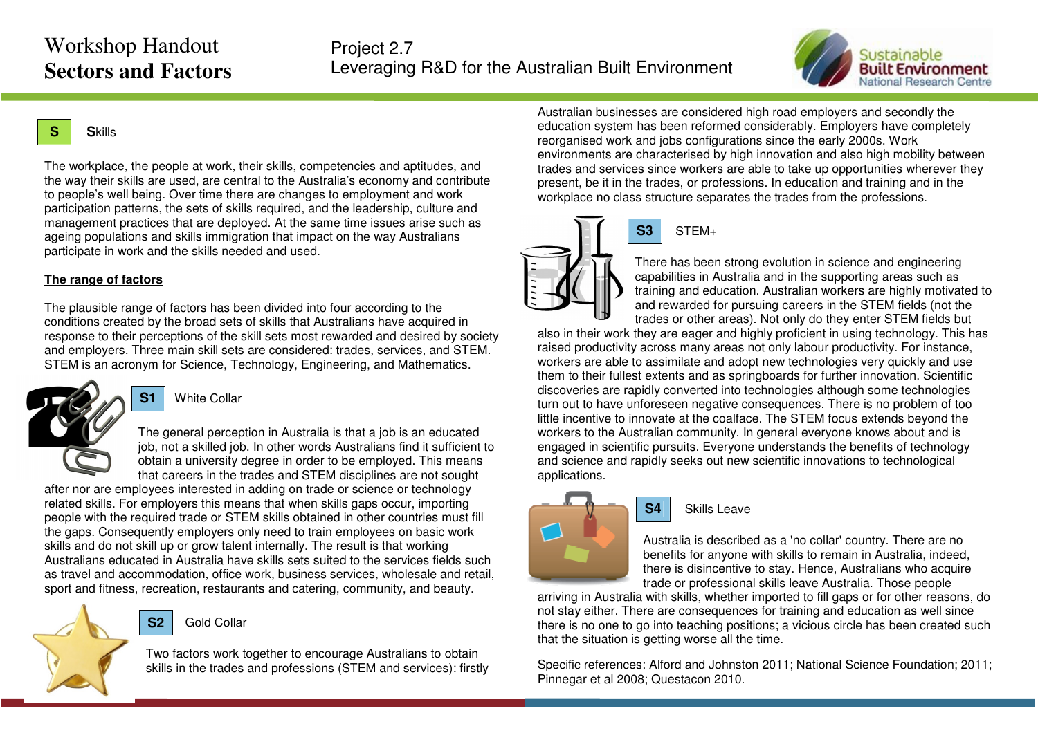# Workshop Handout
## Sectors and Factors

Project 2.7
Leveraging R&D for the Australian Built Environment

### S Skills

The workplace, the people at work, their skills, competencies and aptitudes, and the way their skills are used, are central to the Australia's economy and contribute to people's well being. Over time there are changes to employment and work participation patterns, the sets of skills required, and the leadership, culture and management practices that are deployed. At the same time issues arise such as ageing populations and skills immigration that impact on the way Australians participate in work and the skills needed and used.

**The range of factors**

The plausible range of factors has been divided into four according to the conditions created by the broad sets of skills that Australians have acquired in response to their perceptions of the skill sets most rewarded and desired by society and employers. Three main skill sets are considered: trades, services, and STEM. STEM is an acronym for Science, Technology, Engineering, and Mathematics.

### S1 White Collar

The general perception in Australia is that a job is an educated job, not a skilled job. In other words Australians find it sufficient to obtain a university degree in order to be employed. This means that careers in the trades and STEM disciplines are not sought after nor are employees interested in adding on trade or science or technology related skills. For employers this means that when skills gaps occur, importing people with the required trade or STEM skills obtained in other countries must fill the gaps. Consequently employers only need to train employees on basic work skills and do not skill up or grow talent internally. The result is that working Australians educated in Australia have skills sets suited to the services fields such as travel and accommodation, office work, business services, wholesale and retail, sport and fitness, recreation, restaurants and catering, community, and beauty.

### S2 Gold Collar

Two factors work together to encourage Australians to obtain skills in the trades and professions (STEM and services): firstly Australian businesses are considered high road employers and secondly the education system has been reformed considerably. Employers have completely reorganised work and jobs configurations since the early 2000s. Work environments are characterised by high innovation and also high mobility between trades and services since workers are able to take up opportunities wherever they present, be it in the trades, or professions. In education and training and in the workplace no class structure separates the trades from the professions.

### S3 STEM+

There has been strong evolution in science and engineering capabilities in Australia and in the supporting areas such as training and education. Australian workers are highly motivated to and rewarded for pursuing careers in the STEM fields (not the trades or other areas). Not only do they enter STEM fields but also in their work they are eager and highly proficient in using technology. This has raised productivity across many areas not only labour productivity. For instance, workers are able to assimilate and adopt new technologies very quickly and use them to their fullest extents and as springboards for further innovation. Scientific discoveries are rapidly converted into technologies although some technologies turn out to have unforeseen negative consequences. There is no problem of too little incentive to innovate at the coalface. The STEM focus extends beyond the workers to the Australian community. In general everyone knows about and is engaged in scientific pursuits. Everyone understands the benefits of technology and science and rapidly seeks out new scientific innovations to technological applications.

### S4 Skills Leave

Australia is described as a 'no collar' country. There are no benefits for anyone with skills to remain in Australia, indeed, there is disincentive to stay. Hence, Australians who acquire trade or professional skills leave Australia. Those people arriving in Australia with skills, whether imported to fill gaps or for other reasons, do not stay either. There are consequences for training and education as well since there is no one to go into teaching positions; a vicious circle has been created such that the situation is getting worse all the time.

Specific references: Alford and Johnston 2011; National Science Foundation; 2011; Pinnegar et al 2008; Questacon 2010.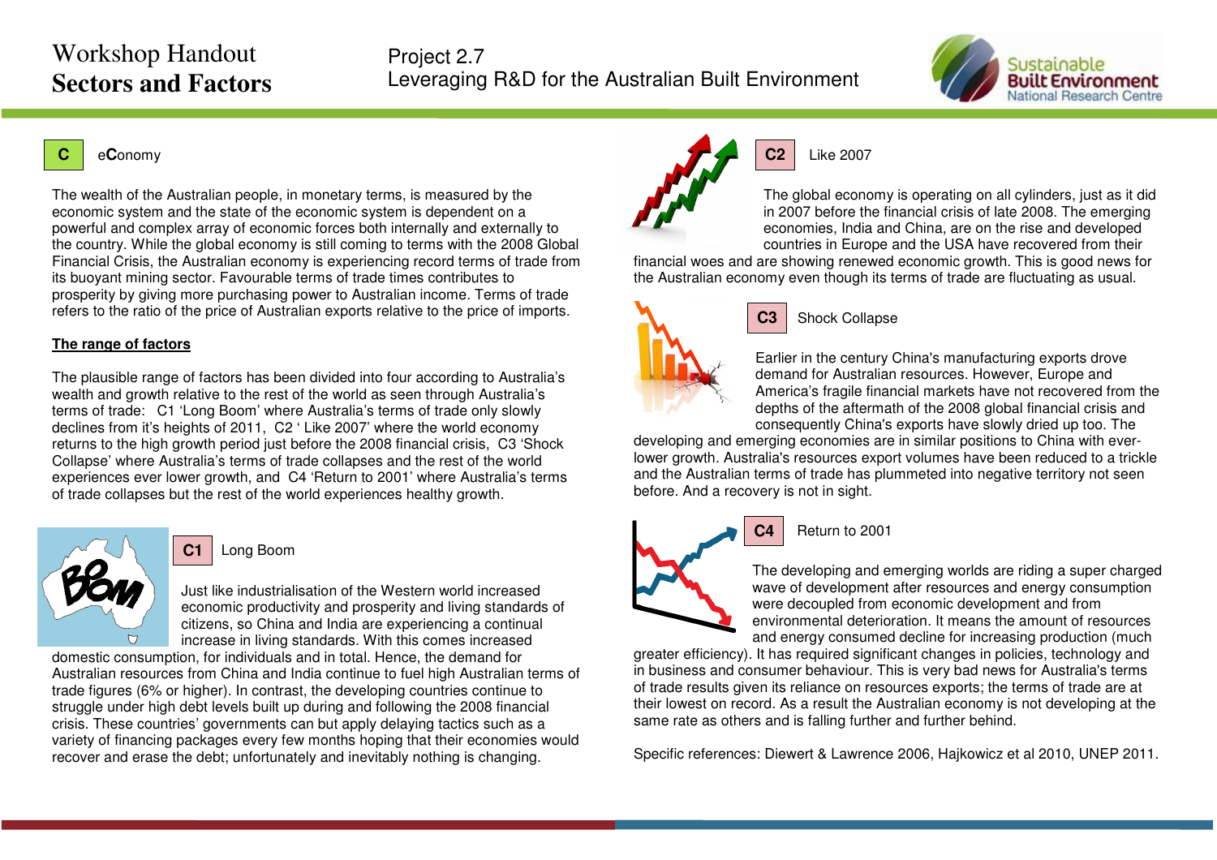# Workshop Handout
# Sectors and Factors

Project 2.7
Leveraging R&D for the Australian Built Environment

## C eConomy

The wealth of the Australian people, in monetary terms, is measured by the economic system and the state of the economic system is dependent on a powerful and complex array of economic forces both internally and externally to the country. While the global economy is still coming to terms with the 2008 Global Financial Crisis, the Australian economy is experiencing record terms of trade from its buoyant mining sector. Favourable terms of trade times contributes to prosperity by giving more purchasing power to Australian income. Terms of trade refers to the ratio of the price of Australian exports relative to the price of imports.

**The range of factors**

The plausible range of factors has been divided into four according to Australia's wealth and growth relative to the rest of the world as seen through Australia's terms of trade: C1 'Long Boom' where Australia's terms of trade only slowly declines from it's heights of 2011, C2 ' Like 2007' where the world economy returns to the high growth period just before the 2008 financial crisis, C3 'Shock Collapse' where Australia's terms of trade collapses and the rest of the world experiences ever lower growth, and C4 'Return to 2001' where Australia's terms of trade collapses but the rest of the world experiences healthy growth.

### C1 Long Boom

Just like industrialisation of the Western world increased economic productivity and prosperity and living standards of citizens, so China and India are experiencing a continual increase in living standards. With this comes increased domestic consumption, for individuals and in total. Hence, the demand for Australian resources from China and India continue to fuel high Australian terms of trade figures (6% or higher). In contrast, the developing countries continue to struggle under high debt levels built up during and following the 2008 financial crisis. These countries' governments can but apply delaying tactics such as a variety of financing packages every few months hoping that their economies would recover and erase the debt; unfortunately and inevitably nothing is changing.

### C2 Like 2007

The global economy is operating on all cylinders, just as it did in 2007 before the financial crisis of late 2008. The emerging economies, India and China, are on the rise and developed countries in Europe and the USA have recovered from their financial woes and are showing renewed economic growth. This is good news for the Australian economy even though its terms of trade are fluctuating as usual.

### C3 Shock Collapse

Earlier in the century China's manufacturing exports drove demand for Australian resources. However, Europe and America's fragile financial markets have not recovered from the depths of the aftermath of the 2008 global financial crisis and consequently China's exports have slowly dried up too. The developing and emerging economies are in similar positions to China with ever-lower growth. Australia's resources export volumes have been reduced to a trickle and the Australian terms of trade has plummeted into negative territory not seen before. And a recovery is not in sight.

### C4 Return to 2001

The developing and emerging worlds are riding a super charged wave of development after resources and energy consumption were decoupled from economic development and from environmental deterioration. It means the amount of resources and energy consumed decline for increasing production (much greater efficiency). It has required significant changes in policies, technology and in business and consumer behaviour. This is very bad news for Australia's terms of trade results given its reliance on resources exports; the terms of trade are at their lowest on record. As a result the Australian economy is not developing at the same rate as others and is falling further and further behind.

Specific references: Diewert & Lawrence 2006, Hajkowicz et al 2010, UNEP 2011.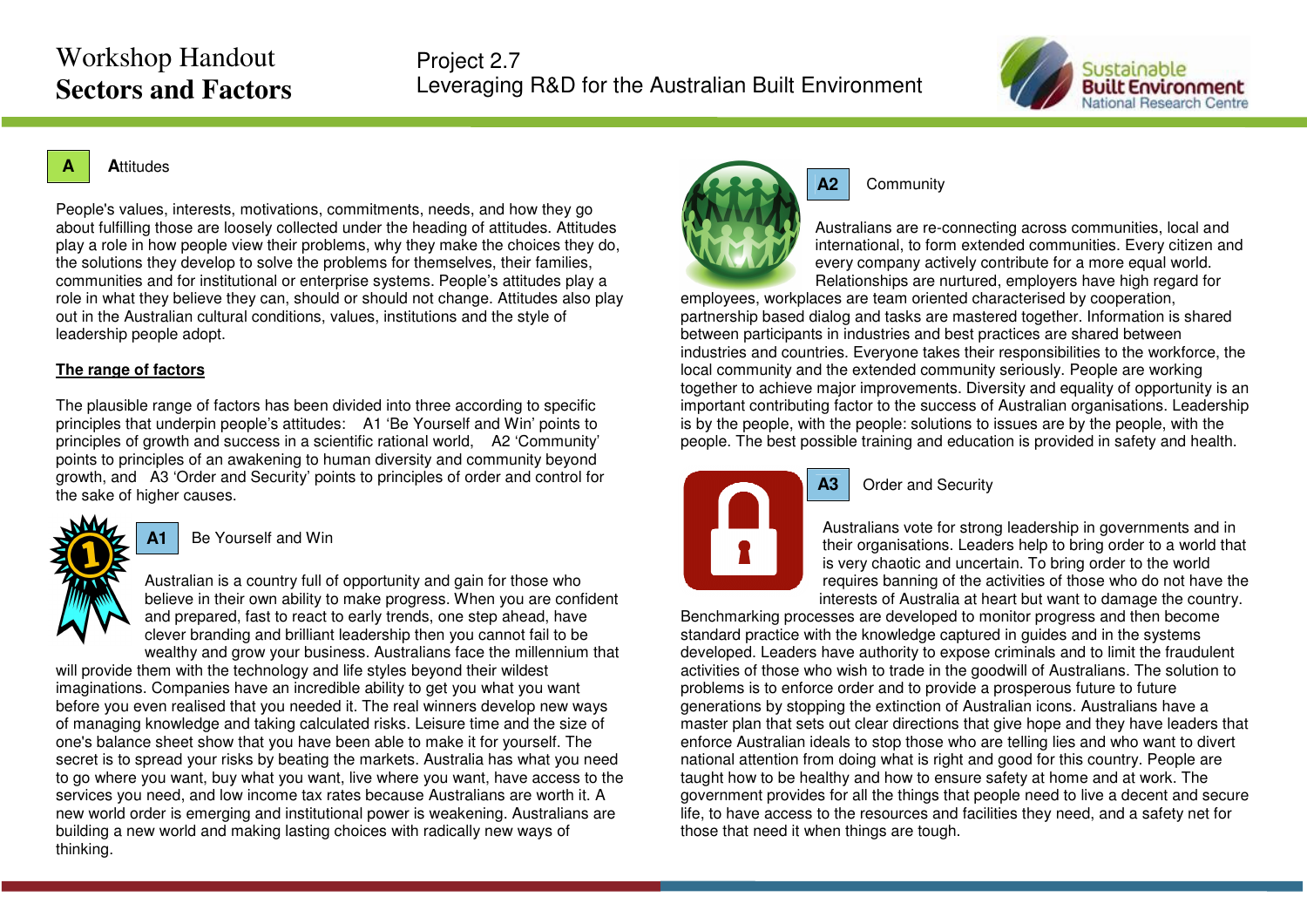Workshop Handout
**Sectors and Factors**

Project 2.7
Leveraging R&D for the Australian Built Environment

## A Attitudes

People's values, interests, motivations, commitments, needs, and how they go about fulfilling those are loosely collected under the heading of attitudes. Attitudes play a role in how people view their problems, why they make the choices they do, the solutions they develop to solve the problems for themselves, their families, communities and for institutional or enterprise systems. People's attitudes play a role in what they believe they can, should or should not change. Attitudes also play out in the Australian cultural conditions, values, institutions and the style of leadership people adopt.

**The range of factors**

The plausible range of factors has been divided into three according to specific principles that underpin people's attitudes: A1 'Be Yourself and Win' points to principles of growth and success in a scientific rational world, A2 'Community' points to principles of an awakening to human diversity and community beyond growth, and A3 'Order and Security' points to principles of order and control for the sake of higher causes.

### A1 Be Yourself and Win

Australian is a country full of opportunity and gain for those who believe in their own ability to make progress. When you are confident and prepared, fast to react to early trends, one step ahead, have clever branding and brilliant leadership then you cannot fail to be wealthy and grow your business. Australians face the millennium that will provide them with the technology and life styles beyond their wildest imaginations. Companies have an incredible ability to get you what you want before you even realised that you needed it. The real winners develop new ways of managing knowledge and taking calculated risks. Leisure time and the size of one's balance sheet show that you have been able to make it for yourself. The secret is to spread your risks by beating the markets. Australia has what you need to go where you want, buy what you want, live where you want, have access to the services you need, and low income tax rates because Australians are worth it. A new world order is emerging and institutional power is weakening. Australians are building a new world and making lasting choices with radically new ways of thinking.

### A2 Community

Australians are re-connecting across communities, local and international, to form extended communities. Every citizen and every company actively contribute for a more equal world. Relationships are nurtured, employers have high regard for employees, workplaces are team oriented characterised by cooperation, partnership based dialog and tasks are mastered together. Information is shared between participants in industries and best practices are shared between industries and countries. Everyone takes their responsibilities to the workforce, the local community and the extended community seriously. People are working together to achieve major improvements. Diversity and equality of opportunity is an important contributing factor to the success of Australian organisations. Leadership is by the people, with the people: solutions to issues are by the people, with the people. The best possible training and education is provided in safety and health.

### A3 Order and Security

Australians vote for strong leadership in governments and in their organisations. Leaders help to bring order to a world that is very chaotic and uncertain. To bring order to the world requires banning of the activities of those who do not have the interests of Australia at heart but want to damage the country. Benchmarking processes are developed to monitor progress and then become standard practice with the knowledge captured in guides and in the systems developed. Leaders have authority to expose criminals and to limit the fraudulent activities of those who wish to trade in the goodwill of Australians. The solution to problems is to enforce order and to provide a prosperous future to future generations by stopping the extinction of Australian icons. Australians have a master plan that sets out clear directions that give hope and they have leaders that enforce Australian ideals to stop those who are telling lies and who want to divert national attention from doing what is right and good for this country. People are taught how to be healthy and how to ensure safety at home and at work. The government provides for all the things that people need to live a decent and secure life, to have access to the resources and facilities they need, and a safety net for those that need it when things are tough.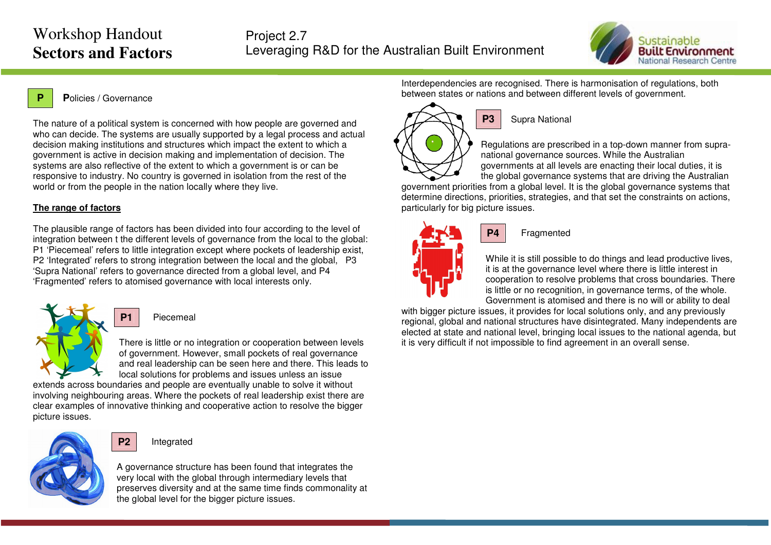# Workshop Handout
## Sectors and Factors

Project 2.7
Leveraging R&D for the Australian Built Environment

**P** **P**olicies / Governance

The nature of a political system is concerned with how people are governed and who can decide. The systems are usually supported by a legal process and actual decision making institutions and structures which impact the extent to which a government is active in decision making and implementation of decision. The systems are also reflective of the extent to which a government is or can be responsive to industry. No country is governed in isolation from the rest of the world or from the people in the nation locally where they live.

**The range of factors**

The plausible range of factors has been divided into four according to the level of integration between t the different levels of governance from the local to the global: P1 'Piecemeal' refers to little integration except where pockets of leadership exist, P2 'Integrated' refers to strong integration between the local and the global, P3 'Supra National' refers to governance directed from a global level, and P4 'Fragmented' refers to atomised governance with local interests only.

**P1** Piecemeal

There is little or no integration or cooperation between levels of government. However, small pockets of real governance and real leadership can be seen here and there. This leads to local solutions for problems and issues unless an issue extends across boundaries and people are eventually unable to solve it without involving neighbouring areas. Where the pockets of real leadership exist there are clear examples of innovative thinking and cooperative action to resolve the bigger picture issues.

**P2** Integrated

A governance structure has been found that integrates the very local with the global through intermediary levels that preserves diversity and at the same time finds commonality at the global level for the bigger picture issues. Interdependencies are recognised. There is harmonisation of regulations, both between states or nations and between different levels of government.

**P3** Supra National

Regulations are prescribed in a top-down manner from supra-national governance sources. While the Australian governments at all levels are enacting their local duties, it is the global governance systems that are driving the Australian government priorities from a global level. It is the global governance systems that determine directions, priorities, strategies, and that set the constraints on actions, particularly for big picture issues.

**P4** Fragmented

While it is still possible to do things and lead productive lives, it is at the governance level where there is little interest in cooperation to resolve problems that cross boundaries. There is little or no recognition, in governance terms, of the whole. Government is atomised and there is no will or ability to deal with bigger picture issues, it provides for local solutions only, and any previously regional, global and national structures have disintegrated. Many independents are elected at state and national level, bringing local issues to the national agenda, but it is very difficult if not impossible to find agreement in an overall sense.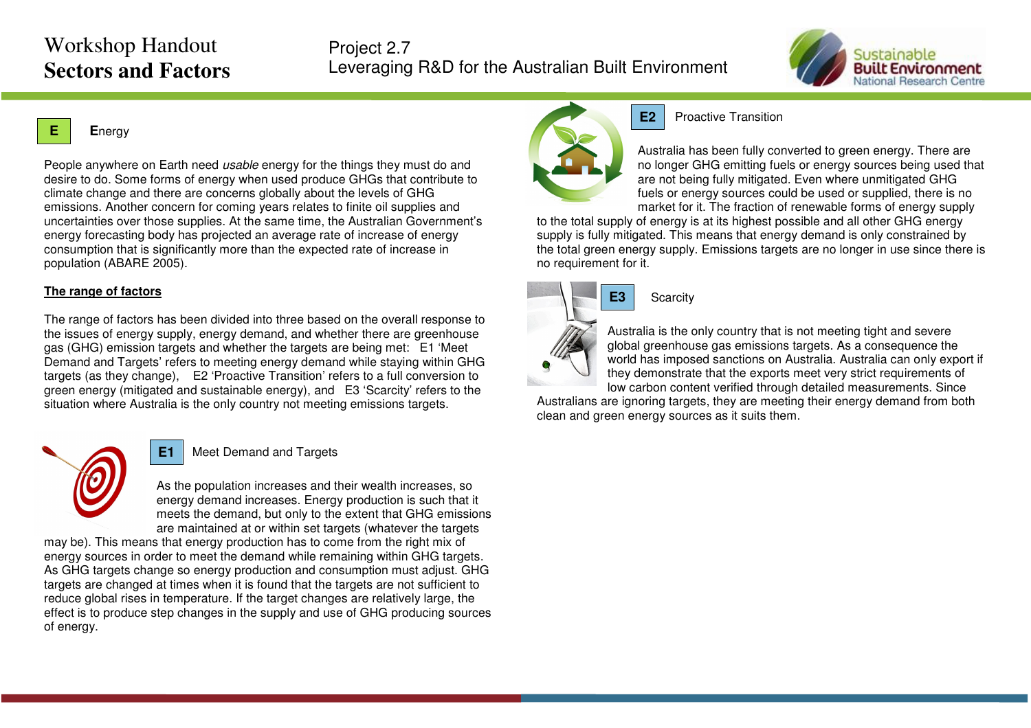# Workshop Handout
# Sectors and Factors

Project 2.7
Leveraging R&D for the Australian Built Environment

## E Energy

People anywhere on Earth need *usable* energy for the things they must do and desire to do. Some forms of energy when used produce GHGs that contribute to climate change and there are concerns globally about the levels of GHG emissions. Another concern for coming years relates to finite oil supplies and uncertainties over those supplies. At the same time, the Australian Government's energy forecasting body has projected an average rate of increase of energy consumption that is significantly more than the expected rate of increase in population (ABARE 2005).

**The range of factors**

The range of factors has been divided into three based on the overall response to the issues of energy supply, energy demand, and whether there are greenhouse gas (GHG) emission targets and whether the targets are being met: E1 'Meet Demand and Targets' refers to meeting energy demand while staying within GHG targets (as they change), E2 'Proactive Transition' refers to a full conversion to green energy (mitigated and sustainable energy), and E3 'Scarcity' refers to the situation where Australia is the only country not meeting emissions targets.

### E1 Meet Demand and Targets

As the population increases and their wealth increases, so energy demand increases. Energy production is such that it meets the demand, but only to the extent that GHG emissions are maintained at or within set targets (whatever the targets may be). This means that energy production has to come from the right mix of energy sources in order to meet the demand while remaining within GHG targets. As GHG targets change so energy production and consumption must adjust. GHG targets are changed at times when it is found that the targets are not sufficient to reduce global rises in temperature. If the target changes are relatively large, the effect is to produce step changes in the supply and use of GHG producing sources of energy.

### E2 Proactive Transition

Australia has been fully converted to green energy. There are no longer GHG emitting fuels or energy sources being used that are not being fully mitigated. Even where unmitigated GHG fuels or energy sources could be used or supplied, there is no market for it. The fraction of renewable forms of energy supply to the total supply of energy is at its highest possible and all other GHG energy supply is fully mitigated. This means that energy demand is only constrained by the total green energy supply. Emissions targets are no longer in use since there is no requirement for it.

### E3 Scarcity

Australia is the only country that is not meeting tight and severe global greenhouse gas emissions targets. As a consequence the world has imposed sanctions on Australia. Australia can only export if they demonstrate that the exports meet very strict requirements of low carbon content verified through detailed measurements. Since Australians are ignoring targets, they are meeting their energy demand from both clean and green energy sources as it suits them.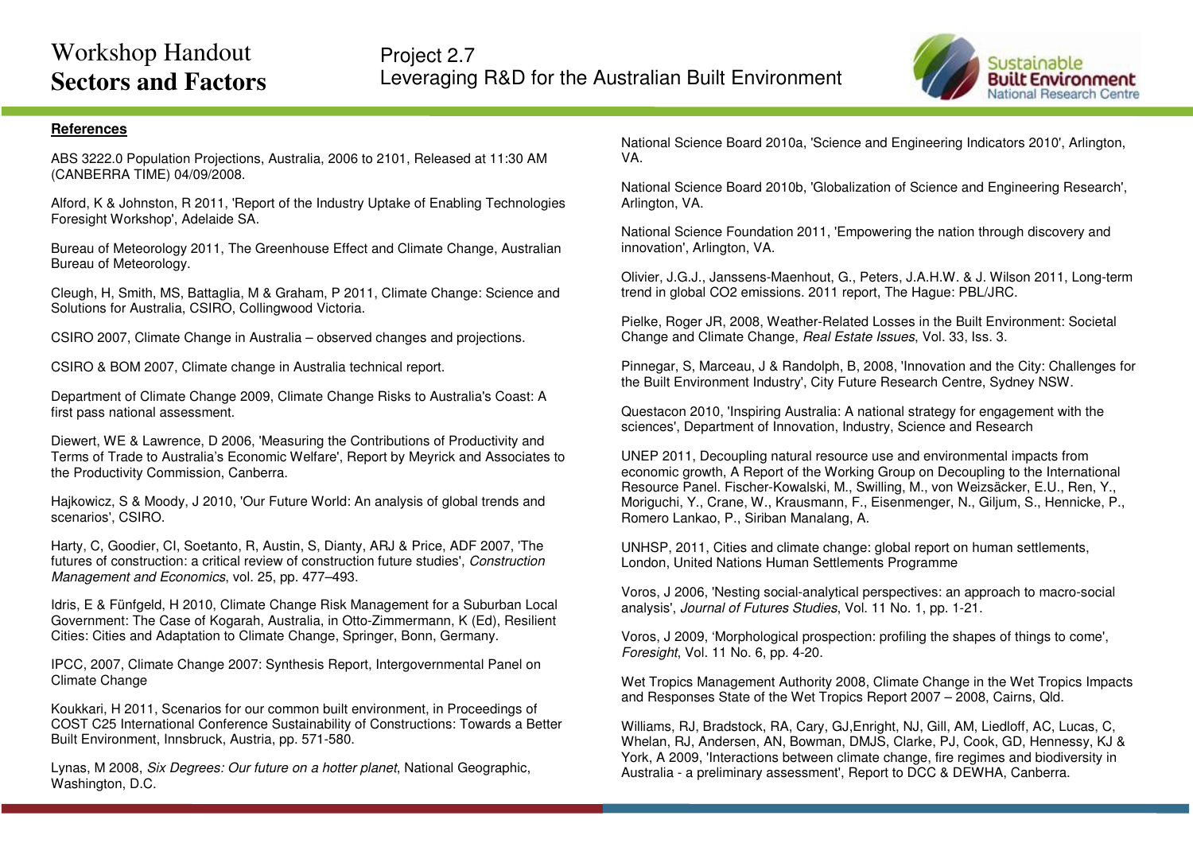**References**

ABS 3222.0 Population Projections, Australia, 2006 to 2101, Released at 11:30 AM (CANBERRA TIME) 04/09/2008.

Alford, K & Johnston, R 2011, 'Report of the Industry Uptake of Enabling Technologies Foresight Workshop', Adelaide SA.

Bureau of Meteorology 2011, The Greenhouse Effect and Climate Change, Australian Bureau of Meteorology.

Cleugh, H, Smith, MS, Battaglia, M & Graham, P 2011, Climate Change: Science and Solutions for Australia, CSIRO, Collingwood Victoria.

CSIRO 2007, Climate Change in Australia – observed changes and projections.

CSIRO & BOM 2007, Climate change in Australia technical report.

Department of Climate Change 2009, Climate Change Risks to Australia's Coast: A first pass national assessment.

Diewert, WE & Lawrence, D 2006, 'Measuring the Contributions of Productivity and Terms of Trade to Australia's Economic Welfare', Report by Meyrick and Associates to the Productivity Commission, Canberra.

Hajkowicz, S & Moody, J 2010, 'Our Future World: An analysis of global trends and scenarios', CSIRO.

Harty, C, Goodier, CI, Soetanto, R, Austin, S, Dianty, ARJ & Price, ADF 2007, 'The futures of construction: a critical review of construction future studies', *Construction Management and Economics*, vol. 25, pp. 477–493.

Idris, E & Fünfgeld, H 2010, Climate Change Risk Management for a Suburban Local Government: The Case of Kogarah, Australia, in Otto-Zimmermann, K (Ed), Resilient Cities: Cities and Adaptation to Climate Change, Springer, Bonn, Germany.

IPCC, 2007, Climate Change 2007: Synthesis Report, Intergovernmental Panel on Climate Change

Koukkari, H 2011, Scenarios for our common built environment, in Proceedings of COST C25 International Conference Sustainability of Constructions: Towards a Better Built Environment, Innsbruck, Austria, pp. 571-580.

Lynas, M 2008, *Six Degrees: Our future on a hotter planet*, National Geographic, Washington, D.C.

National Science Board 2010a, 'Science and Engineering Indicators 2010', Arlington, VA.

National Science Board 2010b, 'Globalization of Science and Engineering Research', Arlington, VA.

National Science Foundation 2011, 'Empowering the nation through discovery and innovation', Arlington, VA.

Olivier, J.G.J., Janssens-Maenhout, G., Peters, J.A.H.W. & J. Wilson 2011, Long-term trend in global CO2 emissions. 2011 report, The Hague: PBL/JRC.

Pielke, Roger JR, 2008, Weather-Related Losses in the Built Environment: Societal Change and Climate Change, *Real Estate Issues*, Vol. 33, Iss. 3.

Pinnegar, S, Marceau, J & Randolph, B, 2008, 'Innovation and the City: Challenges for the Built Environment Industry', City Future Research Centre, Sydney NSW.

Questacon 2010, 'Inspiring Australia: A national strategy for engagement with the sciences', Department of Innovation, Industry, Science and Research

UNEP 2011, Decoupling natural resource use and environmental impacts from economic growth, A Report of the Working Group on Decoupling to the International Resource Panel. Fischer-Kowalski, M., Swilling, M., von Weizsäcker, E.U., Ren, Y., Moriguchi, Y., Crane, W., Krausmann, F., Eisenmenger, N., Giljum, S., Hennicke, P., Romero Lankao, P., Siriban Manalang, A.

UNHSP, 2011, Cities and climate change: global report on human settlements, London, United Nations Human Settlements Programme

Voros, J 2006, 'Nesting social-analytical perspectives: an approach to macro-social analysis', *Journal of Futures Studies*, Vol. 11 No. 1, pp. 1-21.

Voros, J 2009, 'Morphological prospection: profiling the shapes of things to come', *Foresight*, Vol. 11 No. 6, pp. 4-20.

Wet Tropics Management Authority 2008, Climate Change in the Wet Tropics Impacts and Responses State of the Wet Tropics Report 2007 – 2008, Cairns, Qld.

Williams, RJ, Bradstock, RA, Cary, GJ,Enright, NJ, Gill, AM, Liedloff, AC, Lucas, C, Whelan, RJ, Andersen, AN, Bowman, DMJS, Clarke, PJ, Cook, GD, Hennessy, KJ & York, A 2009, 'Interactions between climate change, fire regimes and biodiversity in Australia - a preliminary assessment', Report to DCC & DEWHA, Canberra.